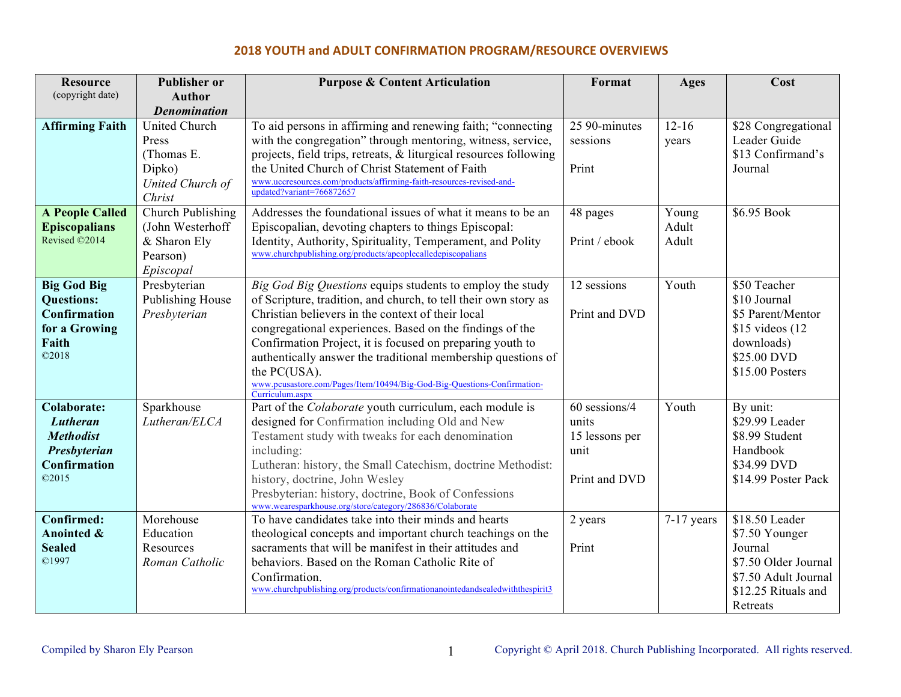# 2018 YOUTH and ADULT CONFIRMATION PROGRAM/RESOURCE OVERVIEWS

| Resource (copyright date) | Publisher or Author *Denomination* | Purpose & Content Articulation | Format | Ages | Cost |
|---|---|---|---|---|---|
| **Affirming Faith** | United Church Press (Thomas E. Dipko) *United Church of Christ* | To aid persons in affirming and renewing faith; "connecting with the congregation" through mentoring, witness, service, projects, field trips, retreats, & liturgical resources following the United Church of Christ Statement of Faith www.uccresources.com/products/affirming-faith-resources-revised-and-updated?variant=766872657 | 25 90-minutes sessions<br><br>Print | 12-16 years | $28 Congregational Leader Guide<br>$13 Confirmand's Journal |
| **A People Called Episcopalians** Revised ©2014 | Church Publishing (John Westerhoff & Sharon Ely Pearson) *Episcopal* | Addresses the foundational issues of what it means to be an Episcopalian, devoting chapters to things Episcopal: Identity, Authority, Spirituality, Temperament, and Polity www.churchpublishing.org/products/apeoplecalledepiscopalians | 48 pages<br><br>Print / ebook | Young Adult<br>Adult | $6.95 Book |
| **Big God Big Questions: Confirmation for a Growing Faith** ©2018 | Presbyterian Publishing House *Presbyterian* | *Big God Big Questions* equips students to employ the study of Scripture, tradition, and church, to tell their own story as Christian believers in the context of their local congregational experiences. Based on the findings of the Confirmation Project, it is focused on preparing youth to authentically answer the traditional membership questions of the PC(USA). www.pcusastore.com/Pages/Item/10494/Big-God-Big-Questions-Confirmation-Curriculum.aspx | 12 sessions<br><br>Print and DVD | Youth | $50 Teacher<br>$10 Journal<br>$5 Parent/Mentor<br>$15 videos (12 downloads)<br>$25.00 DVD<br>$15.00 Posters |
| **Colaborate:** ***Lutheran*** ***Methodist*** ***Presbyterian*** **Confirmation** ©2015 | Sparkhouse *Lutheran/ELCA* | Part of the *Colaborate* youth curriculum, each module is designed for Confirmation including Old and New Testament study with tweaks for each denomination including:<br>Lutheran: history, the Small Catechism, doctrine Methodist: history, doctrine, John Wesley<br>Presbyterian: history, doctrine, Book of Confessions www.wearesparkhouse.org/store/category/286836/Colaborate | 60 sessions/4 units<br>15 lessons per unit<br><br>Print and DVD | Youth | By unit:<br>$29.99 Leader<br>$8.99 Student Handbook<br>$34.99 DVD<br>$14.99 Poster Pack |
| **Confirmed: Anointed & Sealed** ©1997 | Morehouse Education Resources *Roman Catholic* | To have candidates take into their minds and hearts theological concepts and important church teachings on the sacraments that will be manifest in their attitudes and behaviors. Based on the Roman Catholic Rite of Confirmation. www.churchpublishing.org/products/confirmationanointedandsealedwiththespirit3 | 2 years<br><br>Print | 7-17 years | $18.50 Leader<br>$7.50 Younger Journal<br>$7.50 Older Journal<br>$7.50 Adult Journal<br>$12.25 Rituals and Retreats |

Compiled by Sharon Ely Pearson

Copyright © April 2018. Church Publishing Incorporated. All rights reserved.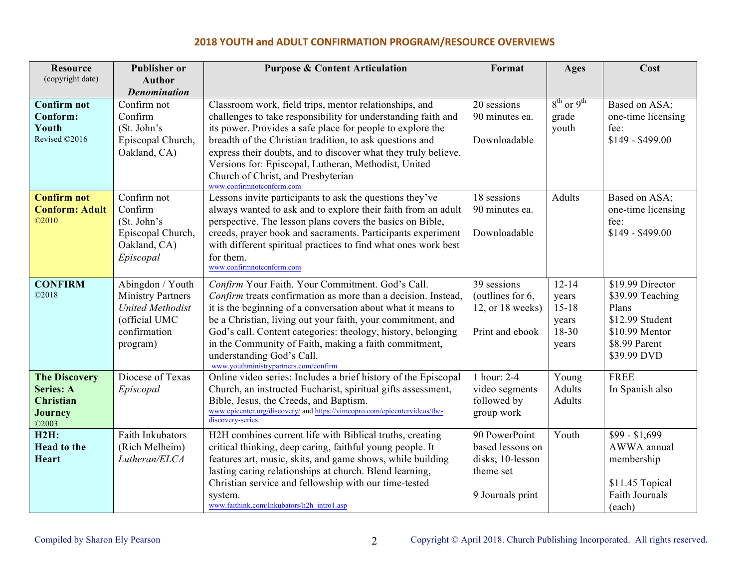## 2018 YOUTH and ADULT CONFIRMATION PROGRAM/RESOURCE OVERVIEWS

| Resource (copyright date) | Publisher or Author *Denomination* | Purpose & Content Articulation | Format | Ages | Cost |
|---|---|---|---|---|---|
| **Confirm not Conform: Youth** Revised ©2016 | Confirm not Confirm (St. John's Episcopal Church, Oakland, CA) | Classroom work, field trips, mentor relationships, and challenges to take responsibility for understanding faith and its power. Provides a safe place for people to explore the breadth of the Christian tradition, to ask questions and express their doubts, and to discover what they truly believe. Versions for: Episcopal, Lutheran, Methodist, United Church of Christ, and Presbyterian www.confirmnotconform.com | 20 sessions 90 minutes ea. Downloadable | 8th or 9th grade youth | Based on ASA; one-time licensing fee: $149 - $499.00 |
| **Confirm not Conform: Adult** ©2010 | Confirm not Confirm (St. John's Episcopal Church, Oakland, CA) *Episcopal* | Lessons invite participants to ask the questions they've always wanted to ask and to explore their faith from an adult perspective. The lesson plans covers the basics on Bible, creeds, prayer book and sacraments. Participants experiment with different spiritual practices to find what ones work best for them. www.confirmnotconform.com | 18 sessions 90 minutes ea. Downloadable | Adults | Based on ASA; one-time licensing fee: $149 - $499.00 |
| **CONFIRM** ©2018 | Abingdon / Youth Ministry Partners *United Methodist* (official UMC confirmation program) | *Confirm* Your Faith. Your Commitment. God's Call. *Confirm* treats confirmation as more than a decision. Instead, it is the beginning of a conversation about what it means to be a Christian, living out your faith, your commitment, and God's call. Content categories: theology, history, belonging in the Community of Faith, making a faith commitment, understanding God's Call. www.youthministrypartners.com/confirm | 39 sessions (outlines for 6, 12, or 18 weeks) Print and ebook | 12-14 years 15-18 years 18-30 years | $19.99 Director $39.99 Teaching Plans $12.99 Student $10.99 Mentor $8.99 Parent $39.99 DVD |
| **The Discovery Series: A Christian Journey** ©2003 | Diocese of Texas *Episcopal* | Online video series: Includes a brief history of the Episcopal Church, an instructed Eucharist, spiritual gifts assessment, Bible, Jesus, the Creeds, and Baptism. www.epicenter.org/discovery/ and https://vimeopro.com/epicentervideos/the-discovery-series | 1 hour: 2-4 video segments followed by group work | Young Adults Adults | FREE In Spanish also |
| **H2H: Head to the Heart** | Faith Inkubators (Rich Melheim) *Lutheran/ELCA* | H2H combines current life with Biblical truths, creating critical thinking, deep caring, faithful young people. It features art, music, skits, and game shows, while building lasting caring relationships at church. Blend learning, Christian service and fellowship with our time-tested system. www.faithink.com/Inkubators/h2h_intro1.asp | 90 PowerPoint based lessons on disks; 10-lesson theme set 9 Journals print | Youth | $99 - $1,699 AWWA annual membership $11.45 Topical Faith Journals (each) |

Compiled by Sharon Ely Pearson

Copyright © April 2018. Church Publishing Incorporated. All rights reserved.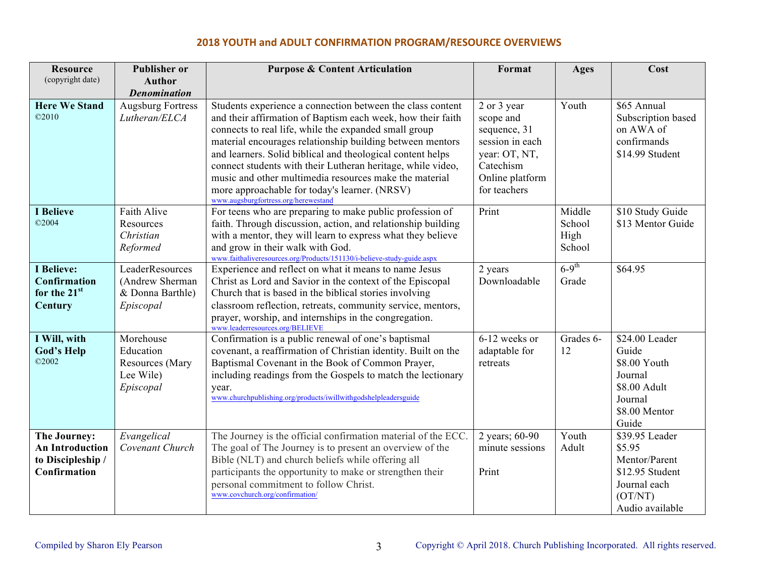## 2018 YOUTH and ADULT CONFIRMATION PROGRAM/RESOURCE OVERVIEWS

| Resource (copyright date) | Publisher or Author *Denomination* | Purpose & Content Articulation | Format | Ages | Cost |
|---|---|---|---|---|---|
| **Here We Stand** ©2010 | Augsburg Fortress *Lutheran/ELCA* | Students experience a connection between the class content and their affirmation of Baptism each week, how their faith connects to real life, while the expanded small group material encourages relationship building between mentors and learners. Solid biblical and theological content helps connect students with their Lutheran heritage, while video, music and other multimedia resources make the material more approachable for today's learner. (NRSV) www.augsburgfortress.org/herewestand | 2 or 3 year scope and sequence, 31 session in each year: OT, NT, Catechism Online platform for teachers | Youth | $65 Annual Subscription based on AWA of confirmands $14.99 Student |
| **I Believe** ©2004 | Faith Alive Resources *Christian Reformed* | For teens who are preparing to make public profession of faith. Through discussion, action, and relationship building with a mentor, they will learn to express what they believe and grow in their walk with God. www.faithaliveresources.org/Products/151130/i-believe-study-guide.aspx | Print | Middle School High School | $10 Study Guide $13 Mentor Guide |
| **I Believe: Confirmation for the 21st Century** | LeaderResources (Andrew Sherman & Donna Barthle) *Episcopal* | Experience and reflect on what it means to name Jesus Christ as Lord and Savior in the context of the Episcopal Church that is based in the biblical stories involving classroom reflection, retreats, community service, mentors, prayer, worship, and internships in the congregation. www.leaderresources.org/BELIEVE | 2 years Downloadable | 6-9th Grade | $64.95 |
| **I Will, with God's Help** ©2002 | Morehouse Education Resources (Mary Lee Wile) *Episcopal* | Confirmation is a public renewal of one's baptismal covenant, a reaffirmation of Christian identity. Built on the Baptismal Covenant in the Book of Common Prayer, including readings from the Gospels to match the lectionary year. www.churchpublishing.org/products/iwillwithgodshelpleadersguide | 6-12 weeks or adaptable for retreats | Grades 6-12 | $24.00 Leader Guide $8.00 Youth Journal $8.00 Adult Journal $8.00 Mentor Guide |
| **The Journey: An Introduction to Discipleship / Confirmation** | *Evangelical Covenant Church* | The Journey is the official confirmation material of the ECC. The goal of The Journey is to present an overview of the Bible (NLT) and church beliefs while offering all participants the opportunity to make or strengthen their personal commitment to follow Christ. www.covchurch.org/confirmation/ | 2 years; 60-90 minute sessions Print | Youth Adult | $39.95 Leader $5.95 Mentor/Parent $12.95 Student Journal each (OT/NT) Audio available |

Compiled by Sharon Ely Pearson — Copyright © April 2018. Church Publishing Incorporated. All rights reserved.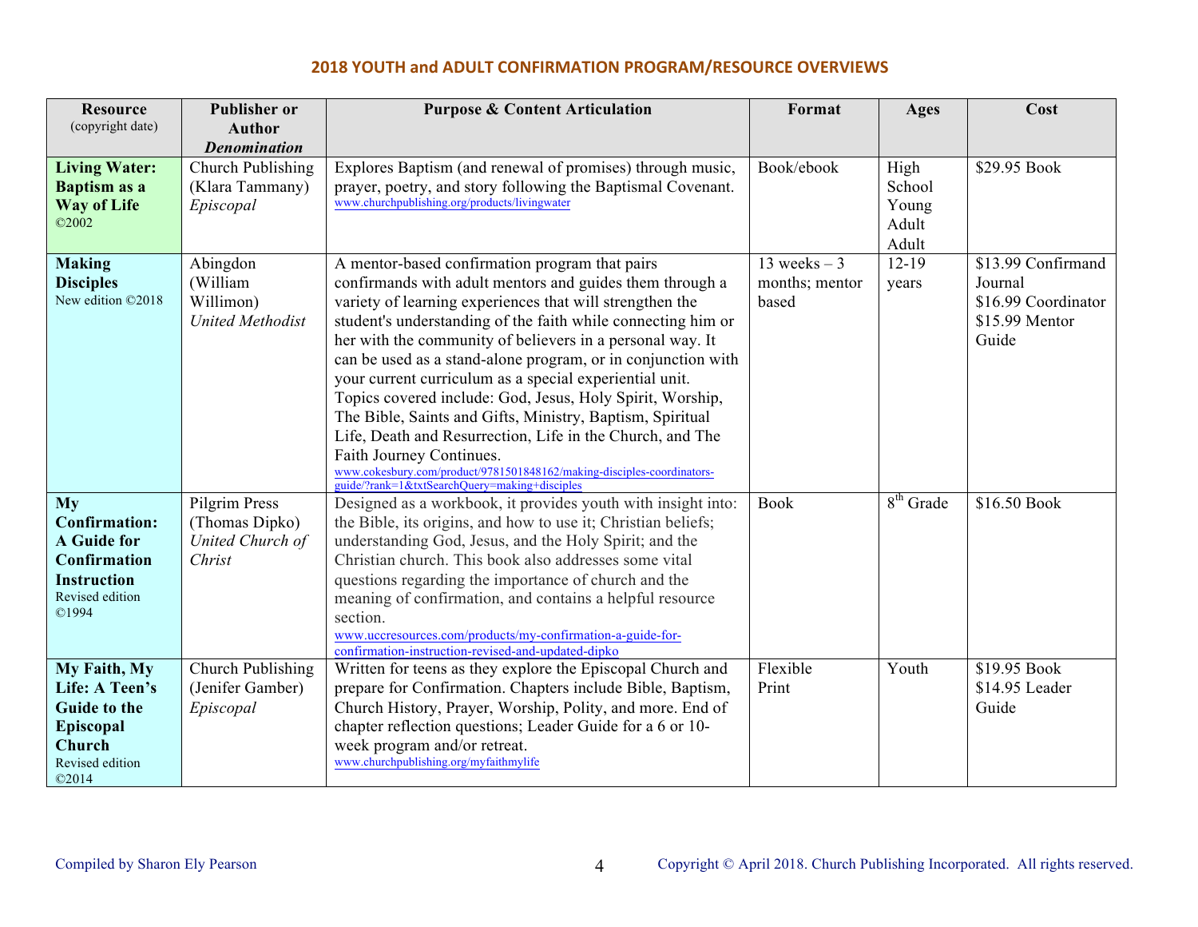## 2018 YOUTH and ADULT CONFIRMATION PROGRAM/RESOURCE OVERVIEWS

| Resource (copyright date) | Publisher or Author *Denomination* | Purpose & Content Articulation | Format | Ages | Cost |
|---|---|---|---|---|---|
| **Living Water: Baptism as a Way of Life** ©2002 | Church Publishing (Klara Tammany) *Episcopal* | Explores Baptism (and renewal of promises) through music, prayer, poetry, and story following the Baptismal Covenant. www.churchpublishing.org/products/livingwater | Book/ebook | High School Young Adult Adult | $29.95 Book |
| **Making Disciples** New edition ©2018 | Abingdon (William Willimon) *United Methodist* | A mentor-based confirmation program that pairs confirmands with adult mentors and guides them through a variety of learning experiences that will strengthen the student's understanding of the faith while connecting him or her with the community of believers in a personal way. It can be used as a stand-alone program, or in conjunction with your current curriculum as a special experiential unit. Topics covered include: God, Jesus, Holy Spirit, Worship, The Bible, Saints and Gifts, Ministry, Baptism, Spiritual Life, Death and Resurrection, Life in the Church, and The Faith Journey Continues. www.cokesbury.com/product/9781501848162/making-disciples-coordinators-guide/?rank=1&txtSearchQuery=making+disciples | 13 weeks – 3 months; mentor based | 12-19 years | $13.99 Confirmand Journal $16.99 Coordinator $15.99 Mentor Guide |
| **My Confirmation: A Guide for Confirmation Instruction** Revised edition ©1994 | Pilgrim Press (Thomas Dipko) *United Church of Christ* | Designed as a workbook, it provides youth with insight into: the Bible, its origins, and how to use it; Christian beliefs; understanding God, Jesus, and the Holy Spirit; and the Christian church. This book also addresses some vital questions regarding the importance of church and the meaning of confirmation, and contains a helpful resource section. www.uccresources.com/products/my-confirmation-a-guide-for-confirmation-instruction-revised-and-updated-dipko | Book | 8th Grade | $16.50 Book |
| **My Faith, My Life: A Teen's Guide to the Episcopal Church** Revised edition ©2014 | Church Publishing (Jenifer Gamber) *Episcopal* | Written for teens as they explore the Episcopal Church and prepare for Confirmation. Chapters include Bible, Baptism, Church History, Prayer, Worship, Polity, and more. End of chapter reflection questions; Leader Guide for a 6 or 10-week program and/or retreat. www.churchpublishing.org/myfaithmylife | Flexible Print | Youth | $19.95 Book $14.95 Leader Guide |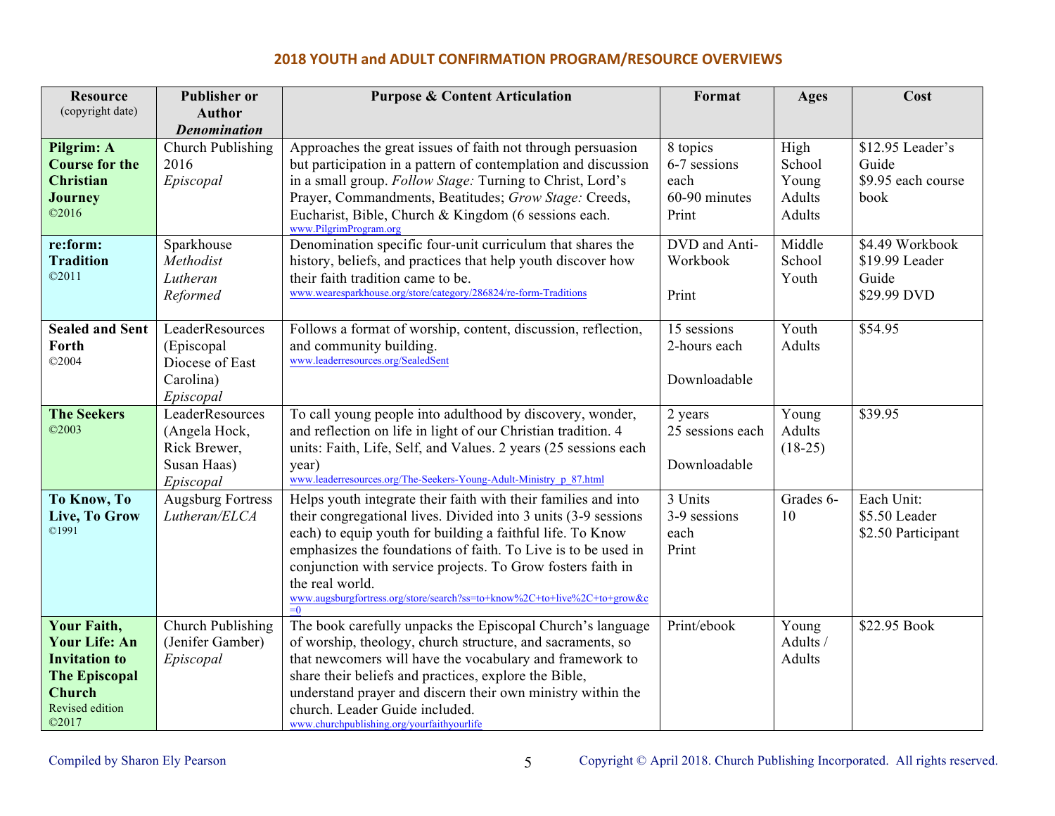## 2018 YOUTH and ADULT CONFIRMATION PROGRAM/RESOURCE OVERVIEWS

| Resource (copyright date) | Publisher or Author *Denomination* | Purpose & Content Articulation | Format | Ages | Cost |
|---|---|---|---|---|---|
| **Pilgrim: A Course for the Christian Journey** ©2016 | Church Publishing 2016 *Episcopal* | Approaches the great issues of faith not through persuasion but participation in a pattern of contemplation and discussion in a small group. *Follow Stage:* Turning to Christ, Lord's Prayer, Commandments, Beatitudes; *Grow Stage:* Creeds, Eucharist, Bible, Church & Kingdom (6 sessions each. www.PilgrimProgram.org | 8 topics 6-7 sessions each 60-90 minutes Print | High School Young Adults Adults | $12.95 Leader's Guide $9.95 each course book |
| **re:form: Tradition** ©2011 | Sparkhouse *Methodist Lutheran Reformed* | Denomination specific four-unit curriculum that shares the history, beliefs, and practices that help youth discover how their faith tradition came to be. www.wearesparkhouse.org/store/category/286824/re-form-Traditions | DVD and Anti-Workbook Print | Middle School Youth | $4.49 Workbook $19.99 Leader Guide $29.99 DVD |
| **Sealed and Sent Forth** ©2004 | LeaderResources (Episcopal Diocese of East Carolina) *Episcopal* | Follows a format of worship, content, discussion, reflection, and community building. www.leaderresources.org/SealedSent | 15 sessions 2-hours each Downloadable | Youth Adults | $54.95 |
| **The Seekers** ©2003 | LeaderResources (Angela Hock, Rick Brewer, Susan Haas) *Episcopal* | To call young people into adulthood by discovery, wonder, and reflection on life in light of our Christian tradition. 4 units: Faith, Life, Self, and Values. 2 years (25 sessions each year) www.leaderresources.org/The-Seekers-Young-Adult-Ministry_p_87.html | 2 years 25 sessions each Downloadable | Young Adults (18-25) | $39.95 |
| **To Know, To Live, To Grow** ©1991 | Augsburg Fortress *Lutheran/ELCA* | Helps youth integrate their faith with their families and into their congregational lives. Divided into 3 units (3-9 sessions each) to equip youth for building a faithful life. To Know emphasizes the foundations of faith. To Live is to be used in conjunction with service projects. To Grow fosters faith in the real world. www.augsburgfortress.org/store/search?ss=to+know%2C+to+live%2C+to+grow&c=0 | 3 Units 3-9 sessions each Print | Grades 6-10 | Each Unit: $5.50 Leader $2.50 Participant |
| **Your Faith, Your Life: An Invitation to The Episcopal Church** Revised edition ©2017 | Church Publishing (Jenifer Gamber) *Episcopal* | The book carefully unpacks the Episcopal Church's language of worship, theology, church structure, and sacraments, so that newcomers will have the vocabulary and framework to share their beliefs and practices, explore the Bible, understand prayer and discern their own ministry within the church. Leader Guide included. www.churchpublishing.org/yourfaithyourlife | Print/ebook | Young Adults / Adults | $22.95 Book |

Compiled by Sharon Ely Pearson

Copyright © April 2018. Church Publishing Incorporated. All rights reserved.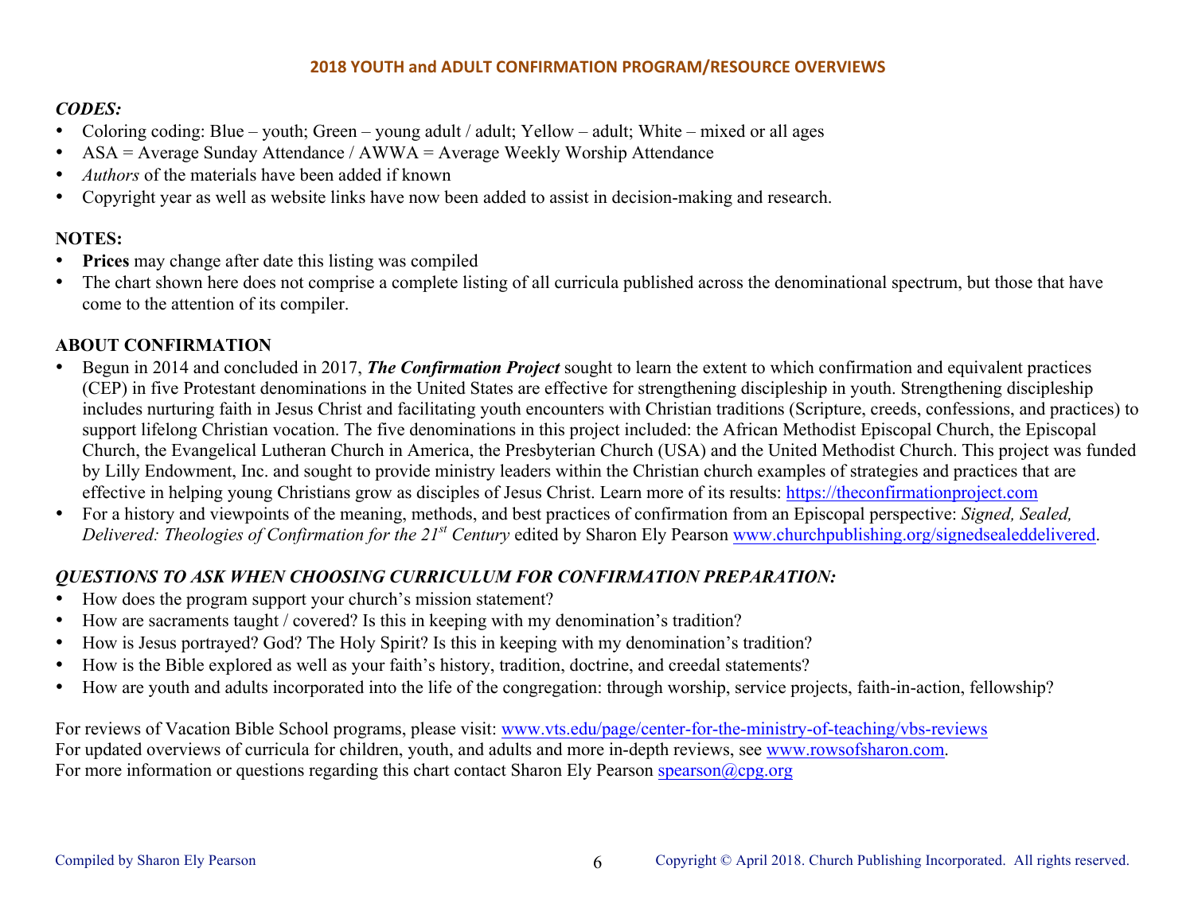## 2018 YOUTH and ADULT CONFIRMATION PROGRAM/RESOURCE OVERVIEWS

***CODES:***

- Coloring coding: Blue – youth; Green – young adult / adult; Yellow – adult; White – mixed or all ages
- ASA = Average Sunday Attendance / AWWA = Average Weekly Worship Attendance
- *Authors* of the materials have been added if known
- Copyright year as well as website links have now been added to assist in decision-making and research.

**NOTES:**

- **Prices** may change after date this listing was compiled
- The chart shown here does not comprise a complete listing of all curricula published across the denominational spectrum, but those that have come to the attention of its compiler.

**ABOUT CONFIRMATION**

- Begun in 2014 and concluded in 2017, ***The Confirmation Project*** sought to learn the extent to which confirmation and equivalent practices (CEP) in five Protestant denominations in the United States are effective for strengthening discipleship in youth. Strengthening discipleship includes nurturing faith in Jesus Christ and facilitating youth encounters with Christian traditions (Scripture, creeds, confessions, and practices) to support lifelong Christian vocation. The five denominations in this project included: the African Methodist Episcopal Church, the Episcopal Church, the Evangelical Lutheran Church in America, the Presbyterian Church (USA) and the United Methodist Church. This project was funded by Lilly Endowment, Inc. and sought to provide ministry leaders within the Christian church examples of strategies and practices that are effective in helping young Christians grow as disciples of Jesus Christ. Learn more of its results: https://theconfirmationproject.com
- For a history and viewpoints of the meaning, methods, and best practices of confirmation from an Episcopal perspective: *Signed, Sealed, Delivered: Theologies of Confirmation for the 21st Century* edited by Sharon Ely Pearson www.churchpublishing.org/signedsealeddelivered.

***QUESTIONS TO ASK WHEN CHOOSING CURRICULUM FOR CONFIRMATION PREPARATION:***

- How does the program support your church's mission statement?
- How are sacraments taught / covered? Is this in keeping with my denomination's tradition?
- How is Jesus portrayed? God? The Holy Spirit? Is this in keeping with my denomination's tradition?
- How is the Bible explored as well as your faith's history, tradition, doctrine, and creedal statements?
- How are youth and adults incorporated into the life of the congregation: through worship, service projects, faith-in-action, fellowship?

For reviews of Vacation Bible School programs, please visit: www.vts.edu/page/center-for-the-ministry-of-teaching/vbs-reviews
For updated overviews of curricula for children, youth, and adults and more in-depth reviews, see www.rowsofsharon.com.
For more information or questions regarding this chart contact Sharon Ely Pearson spearson@cpg.org